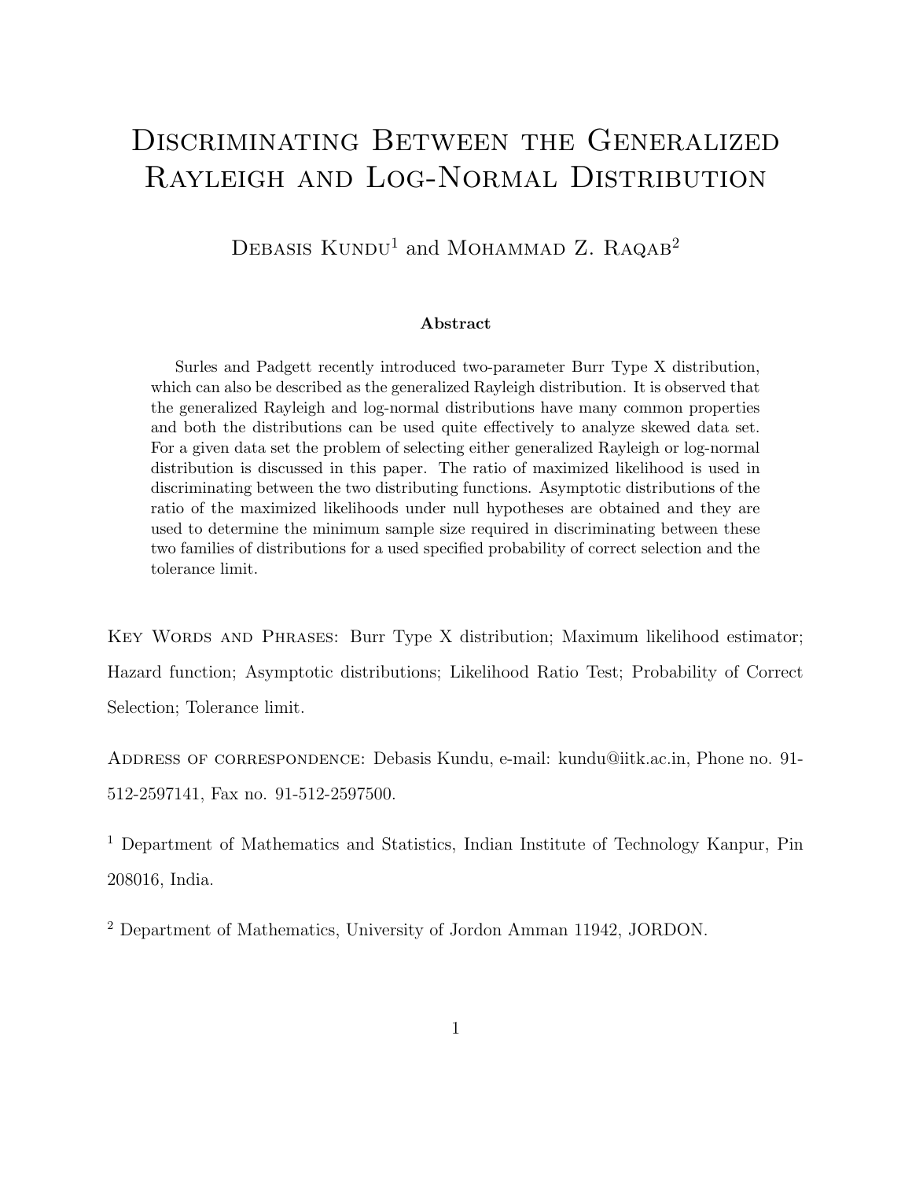# Discriminating Between the Generalized Rayleigh and Log-Normal Distribution

Debasis Kundu[1] and Mohammad Z. Raqab[2]

**Abstract**

Surles and Padgett recently introduced two-parameter Burr Type X distribution, which can also be described as the generalized Rayleigh distribution. It is observed that the generalized Rayleigh and log-normal distributions have many common properties and both the distributions can be used quite effectively to analyze skewed data set. For a given data set the problem of selecting either generalized Rayleigh or log-normal distribution is discussed in this paper. The ratio of maximized likelihood is used in discriminating between the two distributing functions. Asymptotic distributions of the ratio of the maximized likelihoods under null hypotheses are obtained and they are used to determine the minimum sample size required in discriminating between these two families of distributions for a used specified probability of correct selection and the tolerance limit.

Key Words and Phrases: Burr Type X distribution; Maximum likelihood estimator; Hazard function; Asymptotic distributions; Likelihood Ratio Test; Probability of Correct Selection; Tolerance limit.

Address of correspondence: Debasis Kundu, e-mail: kundu@iitk.ac.in, Phone no. 91-512-2597141, Fax no. 91-512-2597500.

[1] Department of Mathematics and Statistics, Indian Institute of Technology Kanpur, Pin 208016, India.

[2] Department of Mathematics, University of Jordon Amman 11942, JORDON.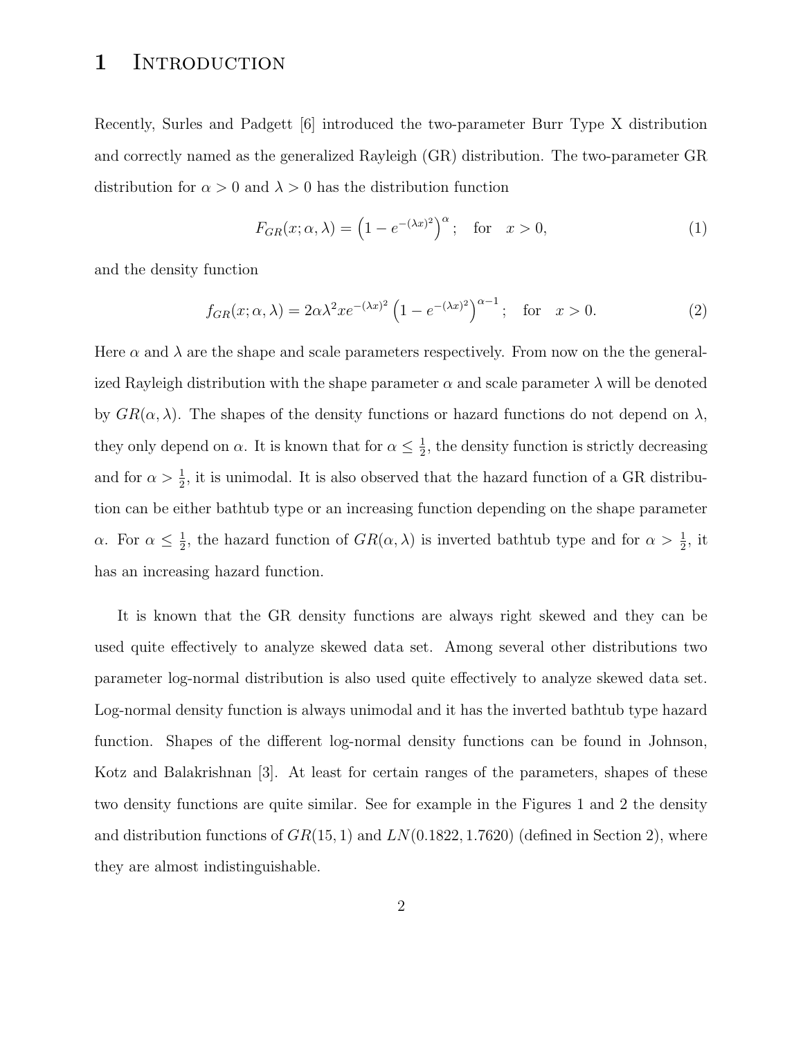# 1 Introduction

Recently, Surles and Padgett [6] introduced the two-parameter Burr Type X distribution and correctly named as the generalized Rayleigh (GR) distribution. The two-parameter GR distribution for $\alpha > 0$ and $\lambda > 0$ has the distribution function

$$F_{GR}(x; \alpha, \lambda) = \left(1 - e^{-(\lambda x)^2}\right)^{\alpha}; \quad \text{for} \quad x > 0, \tag{1}$$

and the density function

$$f_{GR}(x; \alpha, \lambda) = 2\alpha\lambda^2 x e^{-(\lambda x)^2}\left(1 - e^{-(\lambda x)^2}\right)^{\alpha - 1}; \quad \text{for} \quad x > 0. \tag{2}$$

Here $\alpha$ and $\lambda$ are the shape and scale parameters respectively. From now on the the generalized Rayleigh distribution with the shape parameter $\alpha$ and scale parameter $\lambda$ will be denoted by $GR(\alpha, \lambda)$. The shapes of the density functions or hazard functions do not depend on $\lambda$, they only depend on $\alpha$. It is known that for $\alpha \leq \frac{1}{2}$, the density function is strictly decreasing and for $\alpha > \frac{1}{2}$, it is unimodal. It is also observed that the hazard function of a GR distribution can be either bathtub type or an increasing function depending on the shape parameter $\alpha$. For $\alpha \leq \frac{1}{2}$, the hazard function of $GR(\alpha, \lambda)$ is inverted bathtub type and for $\alpha > \frac{1}{2}$, it has an increasing hazard function.

It is known that the GR density functions are always right skewed and they can be used quite effectively to analyze skewed data set. Among several other distributions two parameter log-normal distribution is also used quite effectively to analyze skewed data set. Log-normal density function is always unimodal and it has the inverted bathtub type hazard function. Shapes of the different log-normal density functions can be found in Johnson, Kotz and Balakrishnan [3]. At least for certain ranges of the parameters, shapes of these two density functions are quite similar. See for example in the Figures 1 and 2 the density and distribution functions of $GR(15, 1)$ and $LN(0.1822, 1.7620)$ (defined in Section 2), where they are almost indistinguishable.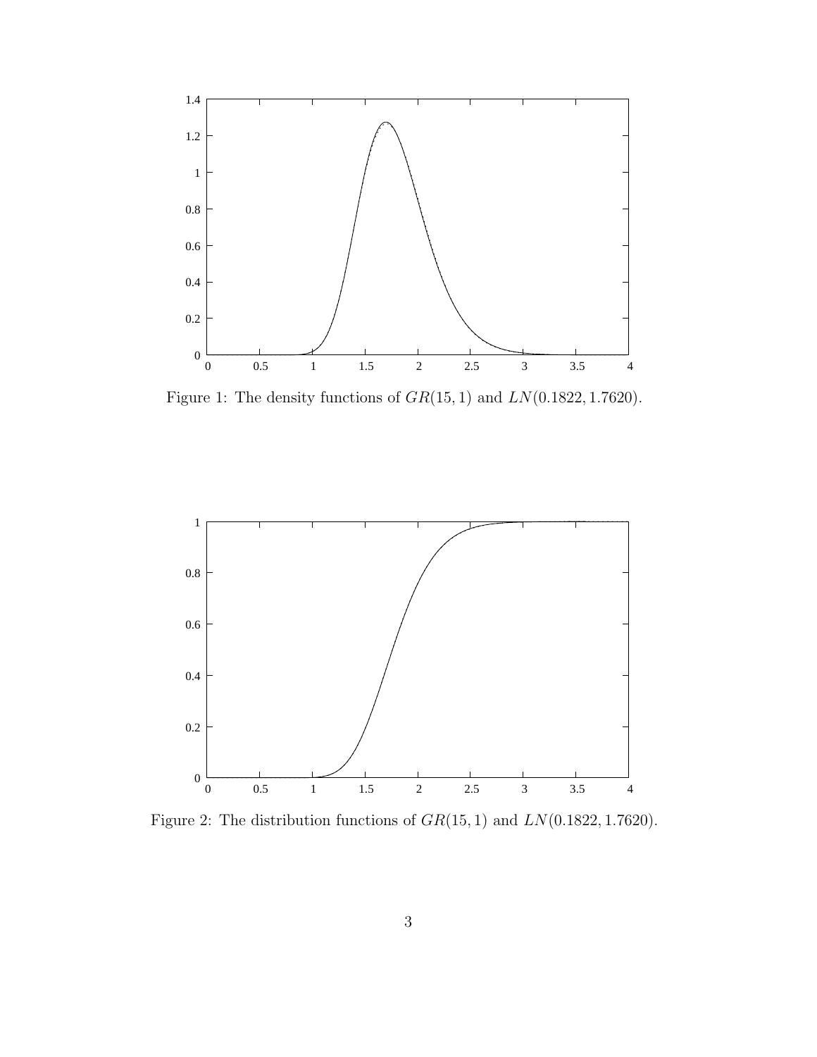Figure 1: The density functions of $GR(15, 1)$ and $LN(0.1822, 1.7620)$.

Figure 2: The distribution functions of $GR(15, 1)$ and $LN(0.1822, 1.7620)$.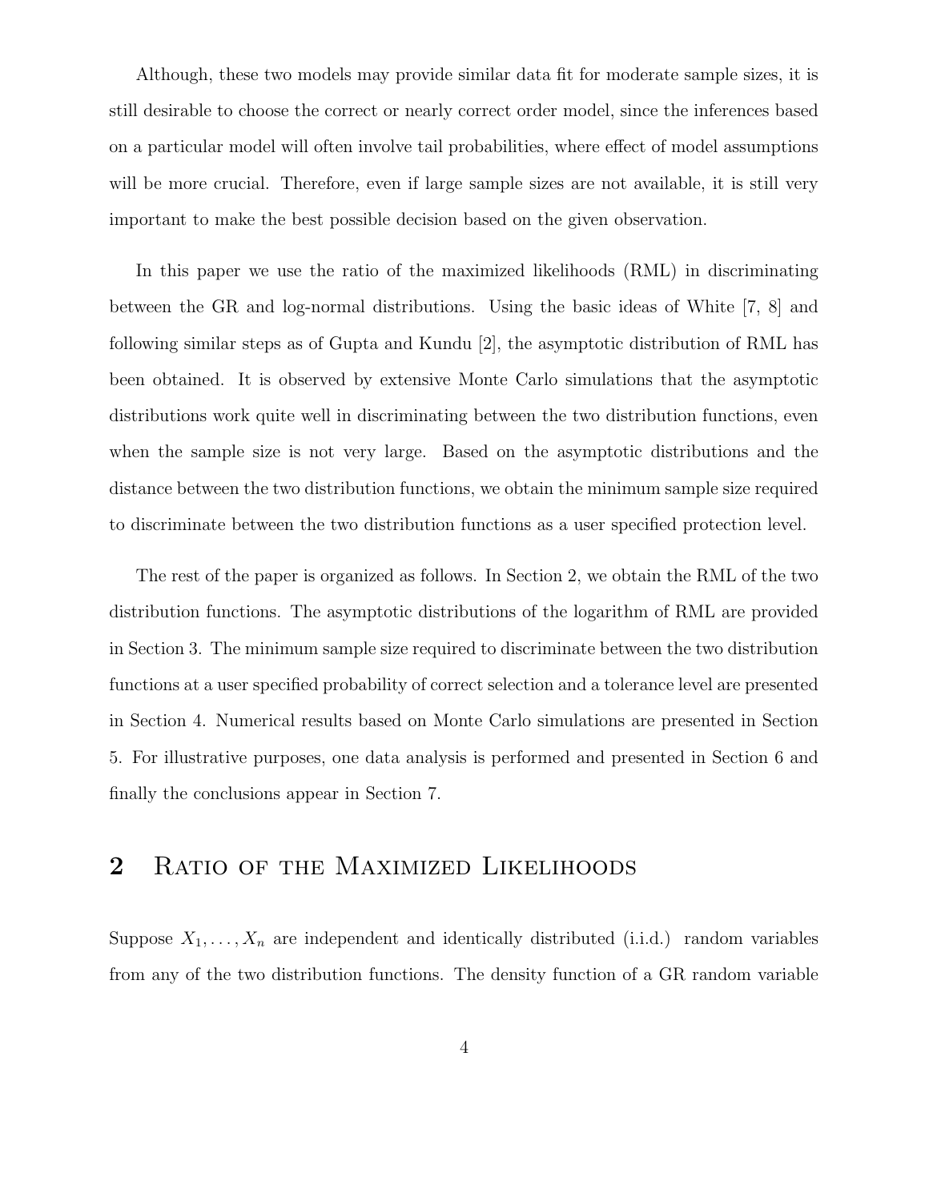Although, these two models may provide similar data fit for moderate sample sizes, it is still desirable to choose the correct or nearly correct order model, since the inferences based on a particular model will often involve tail probabilities, where effect of model assumptions will be more crucial. Therefore, even if large sample sizes are not available, it is still very important to make the best possible decision based on the given observation.

In this paper we use the ratio of the maximized likelihoods (RML) in discriminating between the GR and log-normal distributions. Using the basic ideas of White [7, 8] and following similar steps as of Gupta and Kundu [2], the asymptotic distribution of RML has been obtained. It is observed by extensive Monte Carlo simulations that the asymptotic distributions work quite well in discriminating between the two distribution functions, even when the sample size is not very large. Based on the asymptotic distributions and the distance between the two distribution functions, we obtain the minimum sample size required to discriminate between the two distribution functions as a user specified protection level.

The rest of the paper is organized as follows. In Section 2, we obtain the RML of the two distribution functions. The asymptotic distributions of the logarithm of RML are provided in Section 3. The minimum sample size required to discriminate between the two distribution functions at a user specified probability of correct selection and a tolerance level are presented in Section 4. Numerical results based on Monte Carlo simulations are presented in Section 5. For illustrative purposes, one data analysis is performed and presented in Section 6 and finally the conclusions appear in Section 7.

## 2 Ratio of the Maximized Likelihoods

Suppose $X_1, \ldots, X_n$ are independent and identically distributed (i.i.d.) random variables from any of the two distribution functions. The density function of a GR random variable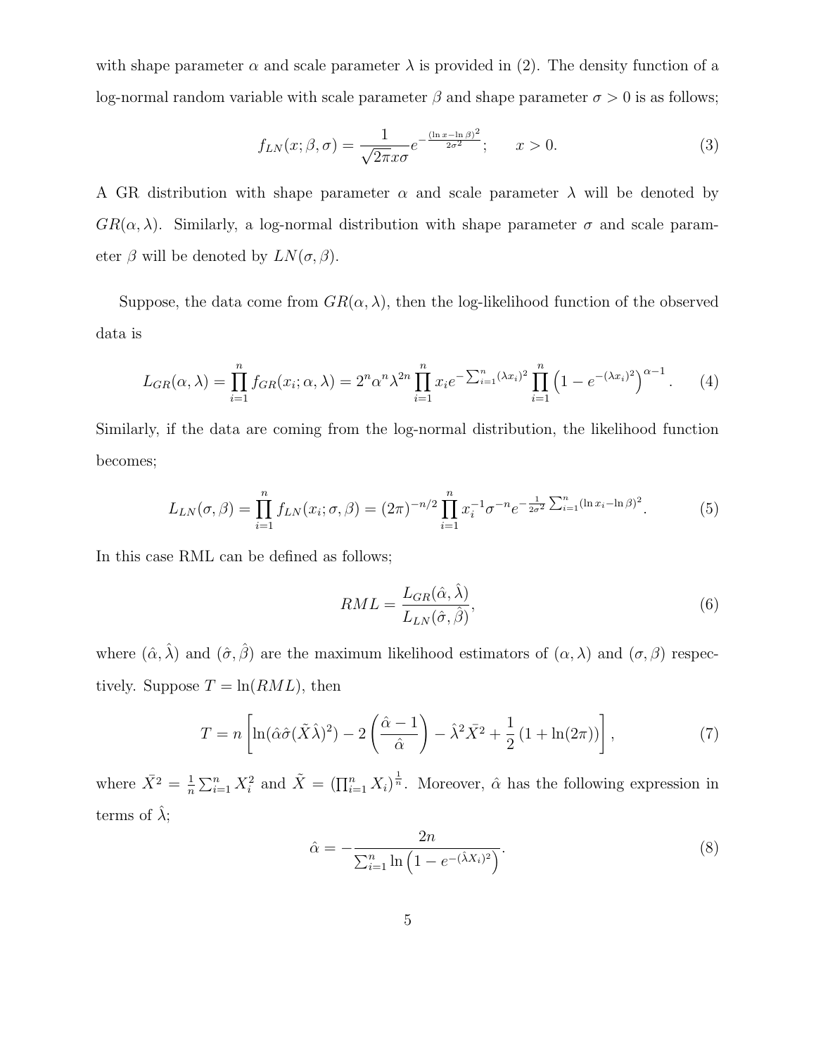with shape parameter $\alpha$ and scale parameter $\lambda$ is provided in (2). The density function of a log-normal random variable with scale parameter $\beta$ and shape parameter $\sigma > 0$ is as follows;

$$f_{LN}(x;\beta,\sigma) = \frac{1}{\sqrt{2\pi}x\sigma} e^{-\frac{(\ln x - \ln \beta)^2}{2\sigma^2}}; \qquad x > 0. \tag{3}$$

A GR distribution with shape parameter $\alpha$ and scale parameter $\lambda$ will be denoted by $GR(\alpha, \lambda)$. Similarly, a log-normal distribution with shape parameter $\sigma$ and scale parameter $\beta$ will be denoted by $LN(\sigma, \beta)$.

Suppose, the data come from $GR(\alpha, \lambda)$, then the log-likelihood function of the observed data is

$$L_{GR}(\alpha,\lambda) = \prod_{i=1}^{n} f_{GR}(x_i;\alpha,\lambda) = 2^n \alpha^n \lambda^{2n} \prod_{i=1}^{n} x_i e^{-\sum_{i=1}^{n}(\lambda x_i)^2} \prod_{i=1}^{n} \left(1 - e^{-(\lambda x_i)^2}\right)^{\alpha - 1}. \tag{4}$$

Similarly, if the data are coming from the log-normal distribution, the likelihood function becomes;

$$L_{LN}(\sigma,\beta) = \prod_{i=1}^{n} f_{LN}(x_i;\sigma,\beta) = (2\pi)^{-n/2} \prod_{i=1}^{n} x_i^{-1} \sigma^{-n} e^{-\frac{1}{2\sigma^2}\sum_{i=1}^{n}(\ln x_i - \ln \beta)^2}. \tag{5}$$

In this case RML can be defined as follows;

$$RML = \frac{L_{GR}(\hat{\alpha},\hat{\lambda})}{L_{LN}(\hat{\sigma},\hat{\beta})}, \tag{6}$$

where $(\hat{\alpha},\hat{\lambda})$ and $(\hat{\sigma},\hat{\beta})$ are the maximum likelihood estimators of $(\alpha,\lambda)$ and $(\sigma,\beta)$ respectively. Suppose $T = \ln(RML)$, then

$$T = n\left[\ln(\hat{\alpha}\hat{\sigma}(\tilde{X}\hat{\lambda})^2) - 2\left(\frac{\hat{\alpha}-1}{\hat{\alpha}}\right) - \hat{\lambda}^2 \bar{X^2} + \frac{1}{2}\left(1 + \ln(2\pi)\right)\right], \tag{7}$$

where $\bar{X^2} = \frac{1}{n}\sum_{i=1}^{n} X_i^2$ and $\tilde{X} = \left(\prod_{i=1}^{n} X_i\right)^{\frac{1}{n}}$. Moreover, $\hat{\alpha}$ has the following expression in terms of $\hat{\lambda}$;

$$\hat{\alpha} = -\frac{2n}{\sum_{i=1}^{n} \ln\left(1 - e^{-(\hat{\lambda}X_i)^2}\right)}. \tag{8}$$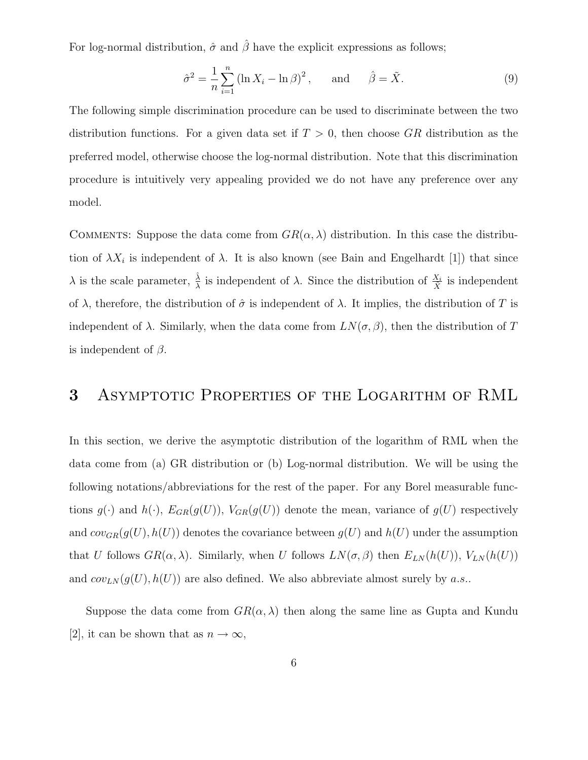For log-normal distribution, $\hat{\sigma}$ and $\hat{\beta}$ have the explicit expressions as follows;

$$\hat{\sigma}^2 = \frac{1}{n}\sum_{i=1}^{n}\left(\ln X_i - \ln\beta\right)^2, \qquad \text{and} \qquad \hat{\beta} = \tilde{X}. \tag{9}$$

The following simple discrimination procedure can be used to discriminate between the two distribution functions. For a given data set if $T > 0$, then choose $GR$ distribution as the preferred model, otherwise choose the log-normal distribution. Note that this discrimination procedure is intuitively very appealing provided we do not have any preference over any model.

Comments: Suppose the data come from $GR(\alpha, \lambda)$ distribution. In this case the distribution of $\lambda X_i$ is independent of $\lambda$. It is also known (see Bain and Engelhardt [1]) that since $\lambda$ is the scale parameter, $\frac{\hat{\lambda}}{\lambda}$ is independent of $\lambda$. Since the distribution of $\frac{X_i}{\tilde{X}}$ is independent of $\lambda$, therefore, the distribution of $\hat{\sigma}$ is independent of $\lambda$. It implies, the distribution of $T$ is independent of $\lambda$. Similarly, when the data come from $LN(\sigma, \beta)$, then the distribution of $T$ is independent of $\beta$.

# 3 Asymptotic Properties of the Logarithm of RML

In this section, we derive the asymptotic distribution of the logarithm of RML when the data come from (a) GR distribution or (b) Log-normal distribution. We will be using the following notations/abbreviations for the rest of the paper. For any Borel measurable functions $g(\cdot)$ and $h(\cdot)$, $E_{GR}(g(U))$, $V_{GR}(g(U))$ denote the mean, variance of $g(U)$ respectively and $cov_{GR}(g(U), h(U))$ denotes the covariance between $g(U)$ and $h(U)$ under the assumption that $U$ follows $GR(\alpha, \lambda)$. Similarly, when $U$ follows $LN(\sigma, \beta)$ then $E_{LN}(h(U))$, $V_{LN}(h(U))$ and $cov_{LN}(g(U), h(U))$ are also defined. We also abbreviate almost surely by *a.s.*.

Suppose the data come from $GR(\alpha, \lambda)$ then along the same line as Gupta and Kundu [2], it can be shown that as $n \to \infty$,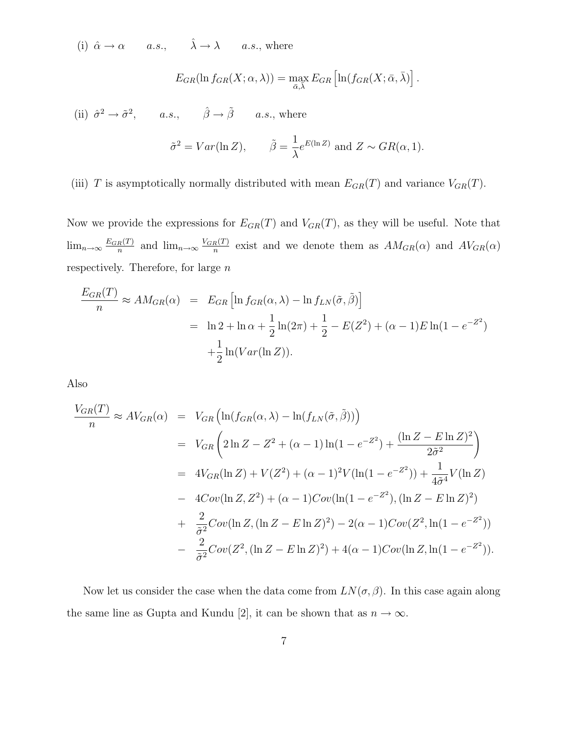(i) $\hat{\alpha} \to \alpha \qquad a.s., \qquad \hat{\lambda} \to \lambda \qquad a.s.,$ where

$$E_{GR}(\ln f_{GR}(X;\alpha,\lambda)) = \max_{\bar{\alpha},\bar{\lambda}} E_{GR}\left[\ln(f_{GR}(X;\bar{\alpha},\bar{\lambda})\right].$$

(ii) $\hat{\sigma}^2 \to \tilde{\sigma}^2, \qquad a.s., \qquad \hat{\beta} \to \tilde{\beta} \qquad a.s.,$ where

$$\tilde{\sigma}^2 = Var(\ln Z), \qquad \tilde{\beta} = \frac{1}{\lambda}e^{E(\ln Z)} \text{ and } Z \sim GR(\alpha, 1).$$

(iii) $T$ is asymptotically normally distributed with mean $E_{GR}(T)$ and variance $V_{GR}(T)$.

Now we provide the expressions for $E_{GR}(T)$ and $V_{GR}(T)$, as they will be useful. Note that $\lim_{n\to\infty} \frac{E_{GR}(T)}{n}$ and $\lim_{n\to\infty} \frac{V_{GR}(T)}{n}$ exist and we denote them as $AM_{GR}(\alpha)$ and $AV_{GR}(\alpha)$ respectively. Therefore, for large $n$

$$\begin{aligned}
\frac{E_{GR}(T)}{n} \approx AM_{GR}(\alpha) &= E_{GR}\left[\ln f_{GR}(\alpha,\lambda) - \ln f_{LN}(\tilde{\sigma},\tilde{\beta})\right] \\
&= \ln 2 + \ln \alpha + \frac{1}{2}\ln(2\pi) + \frac{1}{2} - E(Z^2) + (\alpha-1)E\ln(1-e^{-Z^2}) \\
&\quad + \frac{1}{2}\ln(Var(\ln Z)).
\end{aligned}$$

Also

$$\begin{aligned}
\frac{V_{GR}(T)}{n} \approx AV_{GR}(\alpha) &= V_{GR}\left(\ln(f_{GR}(\alpha,\lambda) - \ln(f_{LN}(\tilde{\sigma},\tilde{\beta}))\right) \\
&= V_{GR}\left(2\ln Z - Z^2 + (\alpha-1)\ln(1-e^{-Z^2}) + \frac{(\ln Z - E\ln Z)^2}{2\tilde{\sigma}^2}\right) \\
&= 4V_{GR}(\ln Z) + V(Z^2) + (\alpha-1)^2 V(\ln(1-e^{-Z^2})) + \frac{1}{4\tilde{\sigma}^4}V(\ln Z) \\
&- 4Cov(\ln Z, Z^2) + (\alpha-1)Cov(\ln(1-e^{-Z^2}), (\ln Z - E\ln Z)^2) \\
&+ \frac{2}{\tilde{\sigma}^2}Cov(\ln Z, (\ln Z - E\ln Z)^2) - 2(\alpha-1)Cov(Z^2, \ln(1-e^{-Z^2})) \\
&- \frac{2}{\tilde{\sigma}^2}Cov(Z^2, (\ln Z - E\ln Z)^2) + 4(\alpha-1)Cov(\ln Z, \ln(1-e^{-Z^2})).
\end{aligned}$$

Now let us consider the case when the data come from $LN(\sigma,\beta)$. In this case again along the same line as Gupta and Kundu [2], it can be shown that as $n \to \infty$.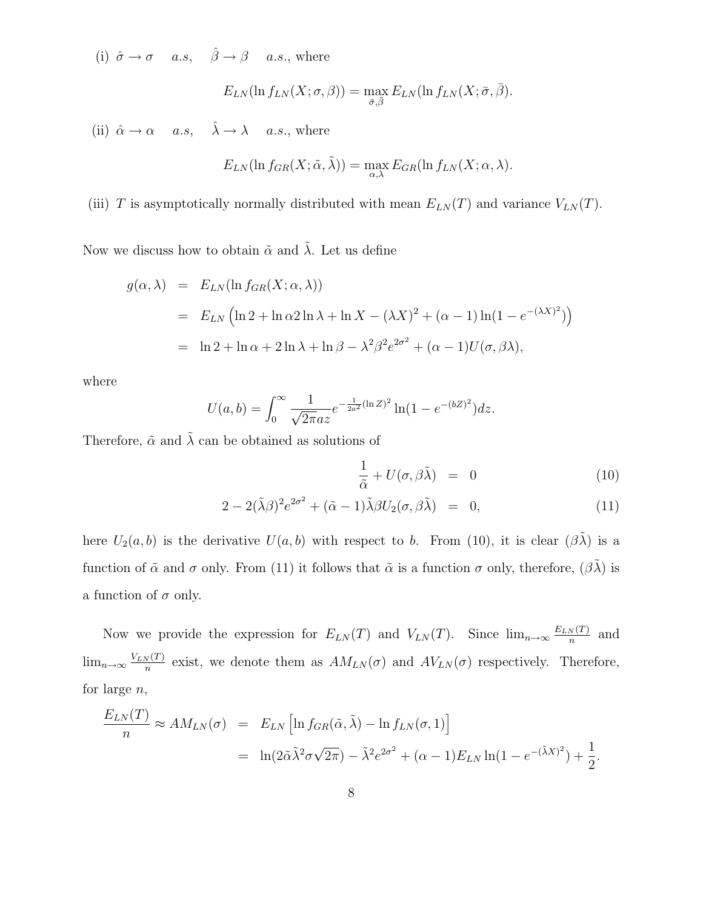(i) $\hat{\sigma} \to \sigma \quad a.s, \quad \hat{\beta} \to \beta \quad a.s.$, where

$$E_{LN}(\ln f_{LN}(X;\sigma,\beta)) = \max_{\bar{\sigma},\bar{\beta}} E_{LN}(\ln f_{LN}(X;\bar{\sigma},\bar{\beta}).$$

(ii) $\hat{\alpha} \to \alpha \quad a.s, \quad \hat{\lambda} \to \lambda \quad a.s.$, where

$$E_{LN}(\ln f_{GR}(X;\tilde{\alpha},\tilde{\lambda})) = \max_{\alpha,\lambda} E_{GR}(\ln f_{LN}(X;\alpha,\lambda).$$

(iii) $T$ is asymptotically normally distributed with mean $E_{LN}(T)$ and variance $V_{LN}(T)$.

Now we discuss how to obtain $\tilde{\alpha}$ and $\tilde{\lambda}$. Let us define

$$\begin{aligned}
g(\alpha,\lambda) &= E_{LN}(\ln f_{GR}(X;\alpha,\lambda)) \\
&= E_{LN}\left(\ln 2 + \ln \alpha 2 \ln \lambda + \ln X - (\lambda X)^2 + (\alpha-1)\ln(1-e^{-(\lambda X)^2})\right) \\
&= \ln 2 + \ln \alpha + 2\ln \lambda + \ln \beta - \lambda^2\beta^2 e^{2\sigma^2} + (\alpha-1)U(\sigma,\beta\lambda),
\end{aligned}$$

where

$$U(a,b) = \int_0^\infty \frac{1}{\sqrt{2\pi}az} e^{-\frac{1}{2a^2}(\ln Z)^2} \ln(1-e^{-(bZ)^2})dz.$$

Therefore, $\tilde{\alpha}$ and $\tilde{\lambda}$ can be obtained as solutions of

$$\frac{1}{\tilde{\alpha}} + U(\sigma,\beta\tilde{\lambda}) = 0 \tag{10}$$

$$2 - 2(\tilde{\lambda}\beta)^2 e^{2\sigma^2} + (\tilde{\alpha}-1)\tilde{\lambda}\beta U_2(\sigma,\beta\tilde{\lambda}) = 0, \tag{11}$$

here $U_2(a,b)$ is the derivative $U(a,b)$ with respect to $b$. From (10), it is clear $(\beta\tilde{\lambda})$ is a function of $\tilde{\alpha}$ and $\sigma$ only. From (11) it follows that $\tilde{\alpha}$ is a function $\sigma$ only, therefore, $(\beta\tilde{\lambda})$ is a function of $\sigma$ only.

Now we provide the expression for $E_{LN}(T)$ and $V_{LN}(T)$. Since $\lim_{n\to\infty}\frac{E_{LN}(T)}{n}$ and $\lim_{n\to\infty}\frac{V_{LN}(T)}{n}$ exist, we denote them as $AM_{LN}(\sigma)$ and $AV_{LN}(\sigma)$ respectively. Therefore, for large $n$,

$$\begin{aligned}
\frac{E_{LN}(T)}{n} \approx AM_{LN}(\sigma) &= E_{LN}\left[\ln f_{GR}(\tilde{\alpha},\tilde{\lambda}) - \ln f_{LN}(\sigma,1)\right] \\
&= \ln(2\tilde{\alpha}\tilde{\lambda}^2\sigma\sqrt{2\pi}) - \tilde{\lambda}^2 e^{2\sigma^2} + (\alpha-1)E_{LN}\ln(1-e^{-(\tilde{\lambda}X)^2}) + \frac{1}{2}.
\end{aligned}$$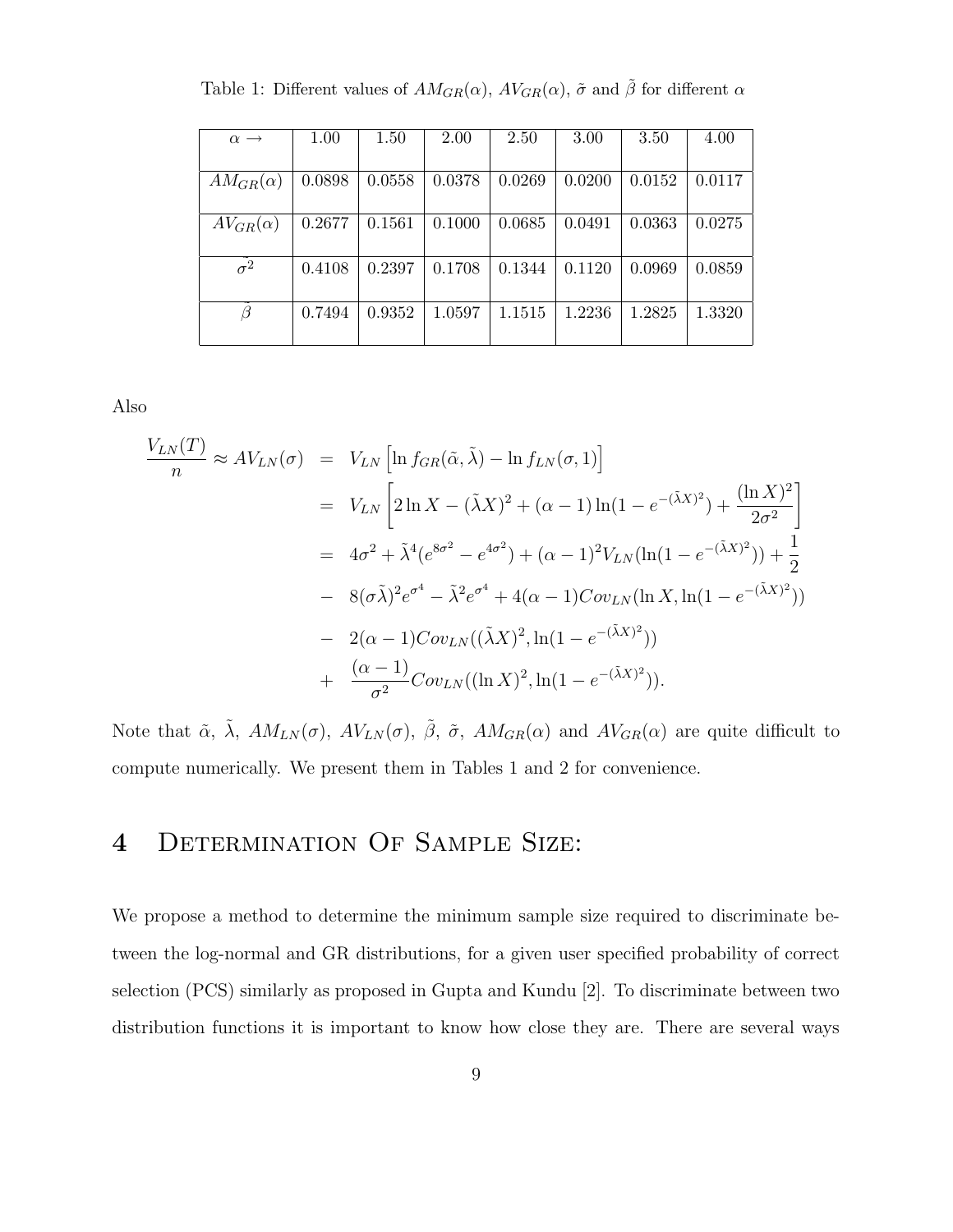Table 1: Different values of $AM_{GR}(\alpha)$, $AV_{GR}(\alpha)$, $\tilde{\sigma}$ and $\tilde{\beta}$ for different $\alpha$

| $\alpha \rightarrow$ | 1.00 | 1.50 | 2.00 | 2.50 | 3.00 | 3.50 | 4.00 |
|---|---|---|---|---|---|---|---|
| $AM_{GR}(\alpha)$ | 0.0898 | 0.0558 | 0.0378 | 0.0269 | 0.0200 | 0.0152 | 0.0117 |
| $AV_{GR}(\alpha)$ | 0.2677 | 0.1561 | 0.1000 | 0.0685 | 0.0491 | 0.0363 | 0.0275 |
| $\tilde{\sigma^2}$ | 0.4108 | 0.2397 | 0.1708 | 0.1344 | 0.1120 | 0.0969 | 0.0859 |
| $\tilde{\beta}$ | 0.7494 | 0.9352 | 1.0597 | 1.1515 | 1.2236 | 1.2825 | 1.3320 |

Also

$$
\begin{aligned}
\frac{V_{LN}(T)}{n} \approx AV_{LN}(\sigma) &= V_{LN}\left[\ln f_{GR}(\tilde{\alpha}, \tilde{\lambda}) - \ln f_{LN}(\sigma, 1)\right] \\
&= V_{LN}\left[2\ln X - (\tilde{\lambda}X)^2 + (\alpha - 1)\ln(1 - e^{-(\tilde{\lambda}X)^2}) + \frac{(\ln X)^2}{2\sigma^2}\right] \\
&= 4\sigma^2 + \tilde{\lambda}^4(e^{8\sigma^2} - e^{4\sigma^2}) + (\alpha - 1)^2 V_{LN}(\ln(1 - e^{-(\tilde{\lambda}X)^2})) + \frac{1}{2} \\
&- 8(\sigma\tilde{\lambda})^2 e^{\sigma^4} - \tilde{\lambda}^2 e^{\sigma^4} + 4(\alpha - 1)Cov_{LN}(\ln X, \ln(1 - e^{-(\tilde{\lambda}X)^2})) \\
&- 2(\alpha - 1)Cov_{LN}((\tilde{\lambda}X)^2, \ln(1 - e^{-(\tilde{\lambda}X)^2})) \\
&+ \frac{(\alpha - 1)}{\sigma^2}Cov_{LN}((\ln X)^2, \ln(1 - e^{-(\tilde{\lambda}X)^2})).
\end{aligned}
$$

Note that $\tilde{\alpha}$, $\tilde{\lambda}$, $AM_{LN}(\sigma)$, $AV_{LN}(\sigma)$, $\tilde{\beta}$, $\tilde{\sigma}$, $AM_{GR}(\alpha)$ and $AV_{GR}(\alpha)$ are quite difficult to compute numerically. We present them in Tables 1 and 2 for convenience.

# 4 Determination Of Sample Size:

We propose a method to determine the minimum sample size required to discriminate between the log-normal and GR distributions, for a given user specified probability of correct selection (PCS) similarly as proposed in Gupta and Kundu [2]. To discriminate between two distribution functions it is important to know how close they are. There are several ways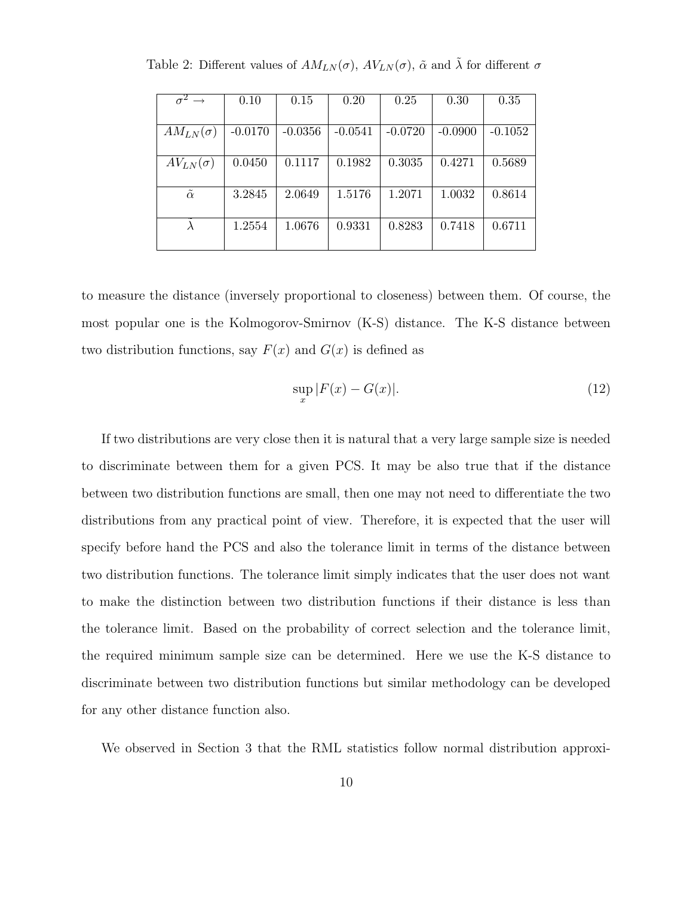Table 2: Different values of $AM_{LN}(\sigma)$, $AV_{LN}(\sigma)$, $\tilde{\alpha}$ and $\tilde{\lambda}$ for different $\sigma$

| $\sigma^2 \rightarrow$ | 0.10 | 0.15 | 0.20 | 0.25 | 0.30 | 0.35 |
|---|---|---|---|---|---|---|
| $AM_{LN}(\sigma)$ | -0.0170 | -0.0356 | -0.0541 | -0.0720 | -0.0900 | -0.1052 |
| $AV_{LN}(\sigma)$ | 0.0450 | 0.1117 | 0.1982 | 0.3035 | 0.4271 | 0.5689 |
| $\tilde{\alpha}$ | 3.2845 | 2.0649 | 1.5176 | 1.2071 | 1.0032 | 0.8614 |
| $\tilde{\lambda}$ | 1.2554 | 1.0676 | 0.9331 | 0.8283 | 0.7418 | 0.6711 |

to measure the distance (inversely proportional to closeness) between them. Of course, the most popular one is the Kolmogorov-Smirnov (K-S) distance. The K-S distance between two distribution functions, say $F(x)$ and $G(x)$ is defined as

$$\sup_x |F(x) - G(x)|. \tag{12}$$

If two distributions are very close then it is natural that a very large sample size is needed to discriminate between them for a given PCS. It may be also true that if the distance between two distribution functions are small, then one may not need to differentiate the two distributions from any practical point of view. Therefore, it is expected that the user will specify before hand the PCS and also the tolerance limit in terms of the distance between two distribution functions. The tolerance limit simply indicates that the user does not want to make the distinction between two distribution functions if their distance is less than the tolerance limit. Based on the probability of correct selection and the tolerance limit, the required minimum sample size can be determined. Here we use the K-S distance to discriminate between two distribution functions but similar methodology can be developed for any other distance function also.

We observed in Section 3 that the RML statistics follow normal distribution approxi-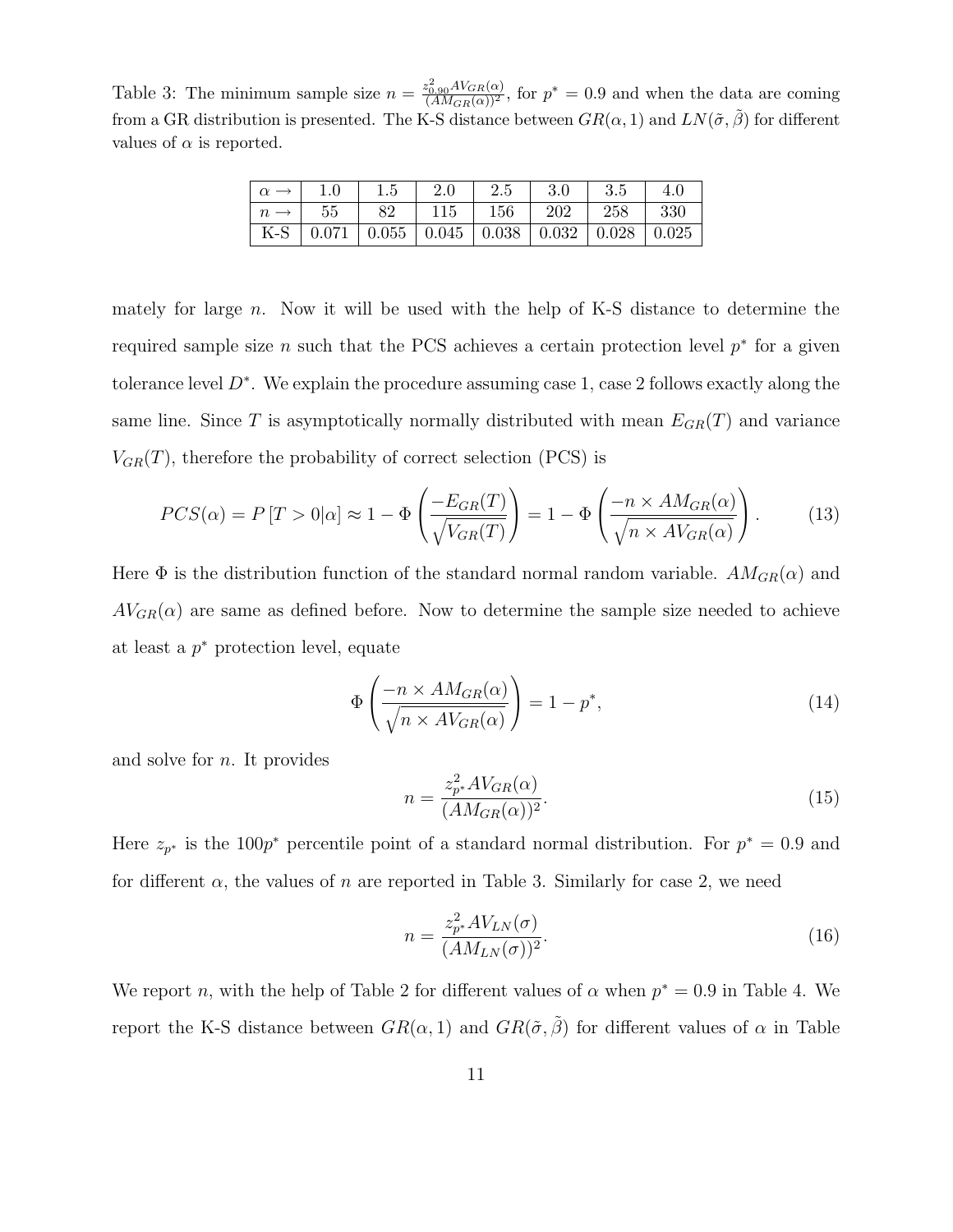Table 3: The minimum sample size $n = \frac{z_{0.90}^2 AV_{GR}(\alpha)}{(AM_{GR}(\alpha))^2}$, for $p^* = 0.9$ and when the data are coming from a GR distribution is presented. The K-S distance between $GR(\alpha, 1)$ and $LN(\tilde{\sigma}, \tilde{\beta})$ for different values of $\alpha$ is reported.

| $\alpha \rightarrow$ | 1.0 | 1.5 | 2.0 | 2.5 | 3.0 | 3.5 | 4.0 |
|---|---|---|---|---|---|---|---|
| $n \rightarrow$ | 55 | 82 | 115 | 156 | 202 | 258 | 330 |
| K-S | 0.071 | 0.055 | 0.045 | 0.038 | 0.032 | 0.028 | 0.025 |

mately for large $n$. Now it will be used with the help of K-S distance to determine the required sample size $n$ such that the PCS achieves a certain protection level $p^*$ for a given tolerance level $D^*$. We explain the procedure assuming case 1, case 2 follows exactly along the same line. Since $T$ is asymptotically normally distributed with mean $E_{GR}(T)$ and variance $V_{GR}(T)$, therefore the probability of correct selection (PCS) is

$$PCS(\alpha) = P\left[T > 0|\alpha\right] \approx 1 - \Phi\left(\frac{-E_{GR}(T)}{\sqrt{V_{GR}(T)}}\right) = 1 - \Phi\left(\frac{-n \times AM_{GR}(\alpha)}{\sqrt{n \times AV_{GR}(\alpha)}}\right). \tag{13}$$

Here $\Phi$ is the distribution function of the standard normal random variable. $AM_{GR}(\alpha)$ and $AV_{GR}(\alpha)$ are same as defined before. Now to determine the sample size needed to achieve at least a $p^*$ protection level, equate

$$\Phi\left(\frac{-n \times AM_{GR}(\alpha)}{\sqrt{n \times AV_{GR}(\alpha)}}\right) = 1 - p^*, \tag{14}$$

and solve for $n$. It provides

$$n = \frac{z_{p^*}^2 AV_{GR}(\alpha)}{(AM_{GR}(\alpha))^2}. \tag{15}$$

Here $z_{p^*}$ is the $100p^*$ percentile point of a standard normal distribution. For $p^* = 0.9$ and for different $\alpha$, the values of $n$ are reported in Table 3. Similarly for case 2, we need

$$n = \frac{z_{p^*}^2 AV_{LN}(\sigma)}{(AM_{LN}(\sigma))^2}. \tag{16}$$

We report $n$, with the help of Table 2 for different values of $\alpha$ when $p^* = 0.9$ in Table 4. We report the K-S distance between $GR(\alpha, 1)$ and $GR(\tilde{\sigma}, \tilde{\beta})$ for different values of $\alpha$ in Table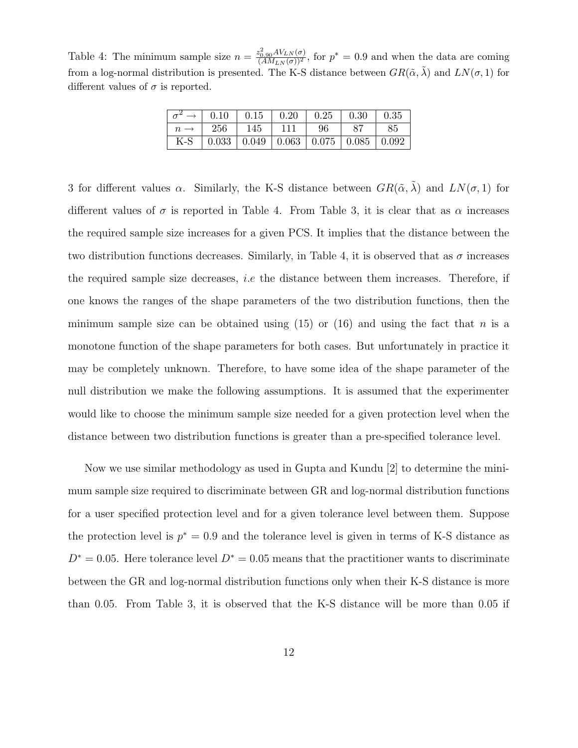Table 4: The minimum sample size $n = \frac{z_{0.90}^2 AV_{LN}(\sigma)}{(AM_{LN}(\sigma))^2}$, for $p^* = 0.9$ and when the data are coming from a log-normal distribution is presented. The K-S distance between $GR(\tilde{\alpha}, \tilde{\lambda})$ and $LN(\sigma, 1)$ for different values of $\sigma$ is reported.

| $\sigma^2 \rightarrow$ | 0.10 | 0.15 | 0.20 | 0.25 | 0.30 | 0.35 |
|---|---|---|---|---|---|---|
| $n \rightarrow$ | 256 | 145 | 111 | 96 | 87 | 85 |
| K-S | 0.033 | 0.049 | 0.063 | 0.075 | 0.085 | 0.092 |

3 for different values $\alpha$. Similarly, the K-S distance between $GR(\tilde{\alpha}, \tilde{\lambda})$ and $LN(\sigma, 1)$ for different values of $\sigma$ is reported in Table 4. From Table 3, it is clear that as $\alpha$ increases the required sample size increases for a given PCS. It implies that the distance between the two distribution functions decreases. Similarly, in Table 4, it is observed that as $\sigma$ increases the required sample size decreases, *i.e* the distance between them increases. Therefore, if one knows the ranges of the shape parameters of the two distribution functions, then the minimum sample size can be obtained using (15) or (16) and using the fact that $n$ is a monotone function of the shape parameters for both cases. But unfortunately in practice it may be completely unknown. Therefore, to have some idea of the shape parameter of the null distribution we make the following assumptions. It is assumed that the experimenter would like to choose the minimum sample size needed for a given protection level when the distance between two distribution functions is greater than a pre-specified tolerance level.

Now we use similar methodology as used in Gupta and Kundu [2] to determine the minimum sample size required to discriminate between GR and log-normal distribution functions for a user specified protection level and for a given tolerance level between them. Suppose the protection level is $p^* = 0.9$ and the tolerance level is given in terms of K-S distance as $D^* = 0.05$. Here tolerance level $D^* = 0.05$ means that the practitioner wants to discriminate between the GR and log-normal distribution functions only when their K-S distance is more than 0.05. From Table 3, it is observed that the K-S distance will be more than 0.05 if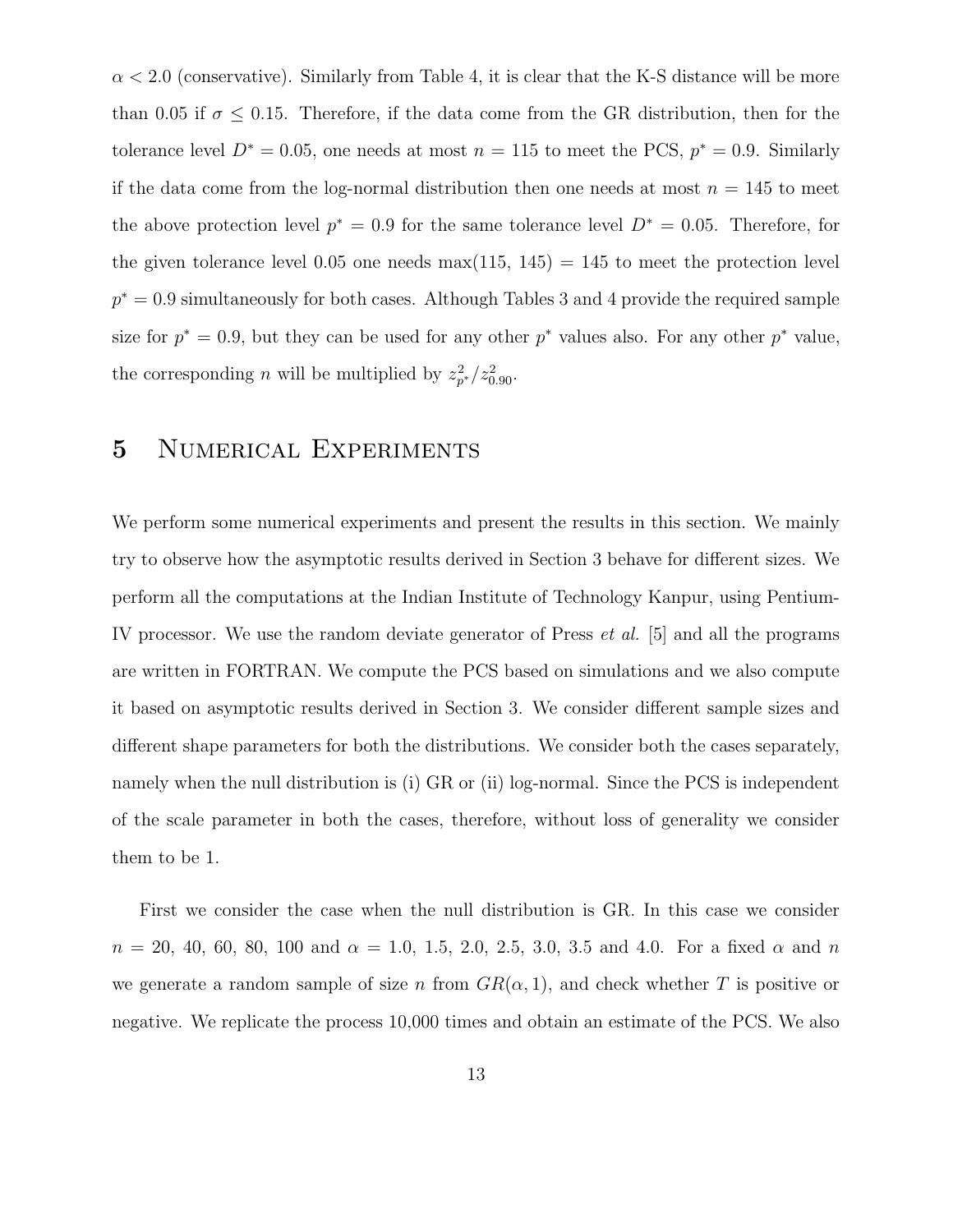$\alpha < 2.0$ (conservative). Similarly from Table 4, it is clear that the K-S distance will be more than 0.05 if $\sigma \leq 0.15$. Therefore, if the data come from the GR distribution, then for the tolerance level $D^* = 0.05$, one needs at most $n = 115$ to meet the PCS, $p^* = 0.9$. Similarly if the data come from the log-normal distribution then one needs at most $n = 145$ to meet the above protection level $p^* = 0.9$ for the same tolerance level $D^* = 0.05$. Therefore, for the given tolerance level 0.05 one needs $\max(115, 145) = 145$ to meet the protection level $p^* = 0.9$ simultaneously for both cases. Although Tables 3 and 4 provide the required sample size for $p^* = 0.9$, but they can be used for any other $p^*$ values also. For any other $p^*$ value, the corresponding $n$ will be multiplied by $z^2_{p^*}/z^2_{0.90}$.

## 5 Numerical Experiments

We perform some numerical experiments and present the results in this section. We mainly try to observe how the asymptotic results derived in Section 3 behave for different sizes. We perform all the computations at the Indian Institute of Technology Kanpur, using Pentium-IV processor. We use the random deviate generator of Press *et al.* [5] and all the programs are written in FORTRAN. We compute the PCS based on simulations and we also compute it based on asymptotic results derived in Section 3. We consider different sample sizes and different shape parameters for both the distributions. We consider both the cases separately, namely when the null distribution is (i) GR or (ii) log-normal. Since the PCS is independent of the scale parameter in both the cases, therefore, without loss of generality we consider them to be 1.

First we consider the case when the null distribution is GR. In this case we consider $n$ = 20, 40, 60, 80, 100 and $\alpha$ = 1.0, 1.5, 2.0, 2.5, 3.0, 3.5 and 4.0. For a fixed $\alpha$ and $n$ we generate a random sample of size $n$ from $GR(\alpha, 1)$, and check whether $T$ is positive or negative. We replicate the process 10,000 times and obtain an estimate of the PCS. We also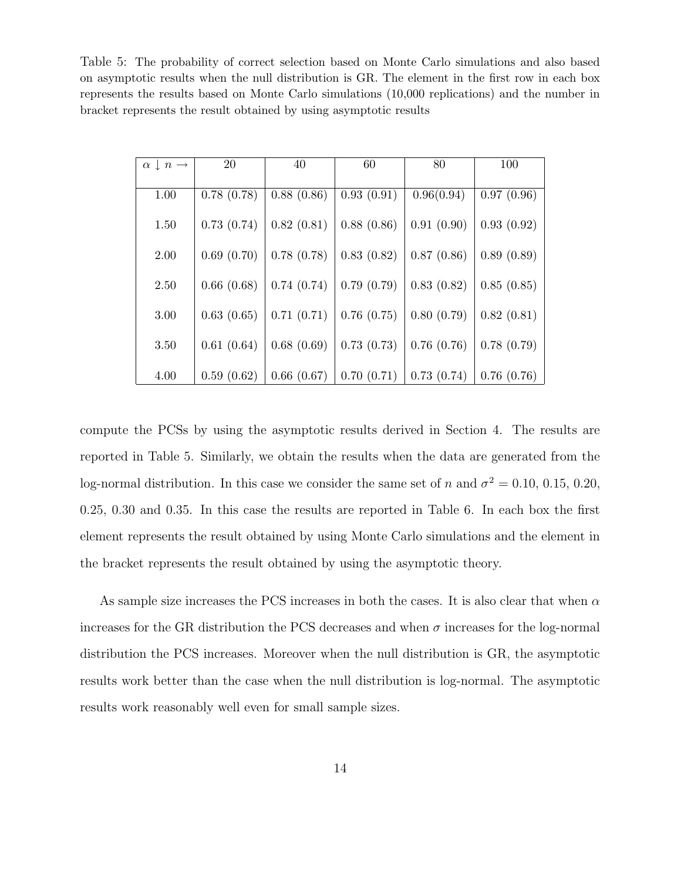Table 5: The probability of correct selection based on Monte Carlo simulations and also based on asymptotic results when the null distribution is GR. The element in the first row in each box represents the results based on Monte Carlo simulations (10,000 replications) and the number in bracket represents the result obtained by using asymptotic results

| $\alpha \downarrow n \rightarrow$ | 20 | 40 | 60 | 80 | 100 |
|---|---|---|---|---|---|
| 1.00 | 0.78 (0.78) | 0.88 (0.86) | 0.93 (0.91) | 0.96(0.94) | 0.97 (0.96) |
| 1.50 | 0.73 (0.74) | 0.82 (0.81) | 0.88 (0.86) | 0.91 (0.90) | 0.93 (0.92) |
| 2.00 | 0.69 (0.70) | 0.78 (0.78) | 0.83 (0.82) | 0.87 (0.86) | 0.89 (0.89) |
| 2.50 | 0.66 (0.68) | 0.74 (0.74) | 0.79 (0.79) | 0.83 (0.82) | 0.85 (0.85) |
| 3.00 | 0.63 (0.65) | 0.71 (0.71) | 0.76 (0.75) | 0.80 (0.79) | 0.82 (0.81) |
| 3.50 | 0.61 (0.64) | 0.68 (0.69) | 0.73 (0.73) | 0.76 (0.76) | 0.78 (0.79) |
| 4.00 | 0.59 (0.62) | 0.66 (0.67) | 0.70 (0.71) | 0.73 (0.74) | 0.76 (0.76) |

compute the PCSs by using the asymptotic results derived in Section 4. The results are reported in Table 5. Similarly, we obtain the results when the data are generated from the log-normal distribution. In this case we consider the same set of $n$ and $\sigma^2 = 0.10$, 0.15, 0.20, 0.25, 0.30 and 0.35. In this case the results are reported in Table 6. In each box the first element represents the result obtained by using Monte Carlo simulations and the element in the bracket represents the result obtained by using the asymptotic theory.

As sample size increases the PCS increases in both the cases. It is also clear that when $\alpha$ increases for the GR distribution the PCS decreases and when $\sigma$ increases for the log-normal distribution the PCS increases. Moreover when the null distribution is GR, the asymptotic results work better than the case when the null distribution is log-normal. The asymptotic results work reasonably well even for small sample sizes.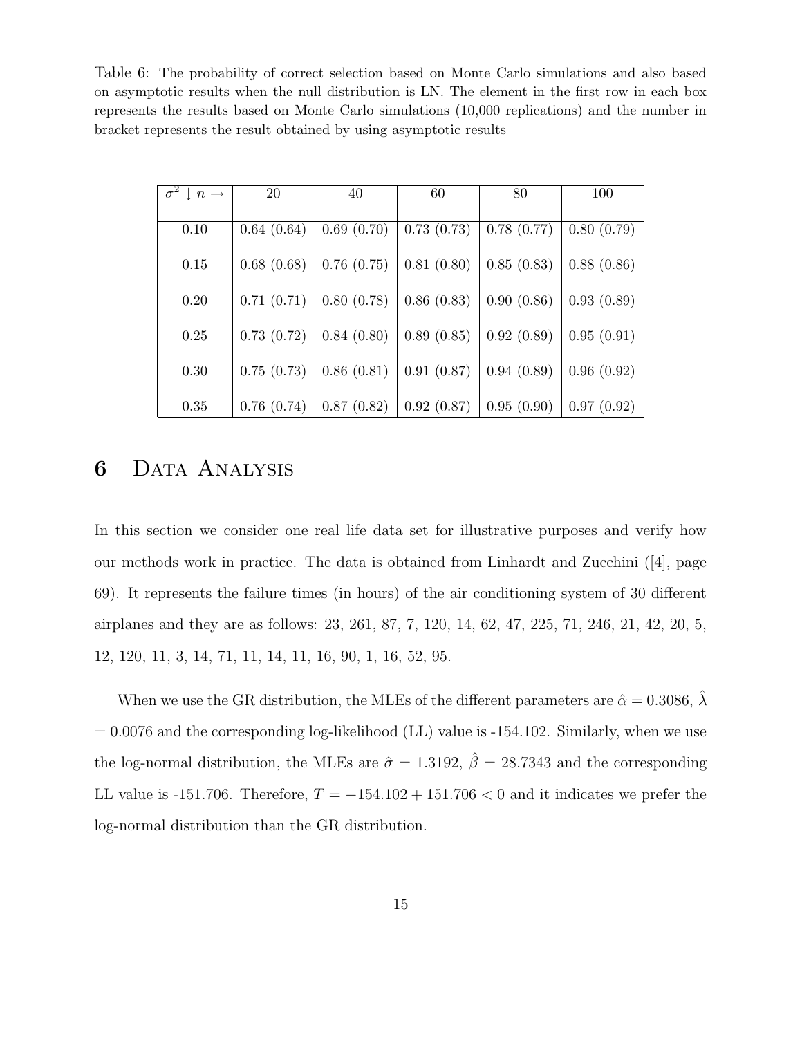Table 6: The probability of correct selection based on Monte Carlo simulations and also based on asymptotic results when the null distribution is LN. The element in the first row in each box represents the results based on Monte Carlo simulations (10,000 replications) and the number in bracket represents the result obtained by using asymptotic results

| $\sigma^2 \downarrow n \rightarrow$ | 20 | 40 | 60 | 80 | 100 |
|---|---|---|---|---|---|
| 0.10 | 0.64 (0.64) | 0.69 (0.70) | 0.73 (0.73) | 0.78 (0.77) | 0.80 (0.79) |
| 0.15 | 0.68 (0.68) | 0.76 (0.75) | 0.81 (0.80) | 0.85 (0.83) | 0.88 (0.86) |
| 0.20 | 0.71 (0.71) | 0.80 (0.78) | 0.86 (0.83) | 0.90 (0.86) | 0.93 (0.89) |
| 0.25 | 0.73 (0.72) | 0.84 (0.80) | 0.89 (0.85) | 0.92 (0.89) | 0.95 (0.91) |
| 0.30 | 0.75 (0.73) | 0.86 (0.81) | 0.91 (0.87) | 0.94 (0.89) | 0.96 (0.92) |
| 0.35 | 0.76 (0.74) | 0.87 (0.82) | 0.92 (0.87) | 0.95 (0.90) | 0.97 (0.92) |

# 6 Data Analysis

In this section we consider one real life data set for illustrative purposes and verify how our methods work in practice. The data is obtained from Linhardt and Zucchini ([4], page 69). It represents the failure times (in hours) of the air conditioning system of 30 different airplanes and they are as follows: 23, 261, 87, 7, 120, 14, 62, 47, 225, 71, 246, 21, 42, 20, 5, 12, 120, 11, 3, 14, 71, 11, 14, 11, 16, 90, 1, 16, 52, 95.

When we use the GR distribution, the MLEs of the different parameters are $\hat{\alpha} = 0.3086$, $\hat{\lambda} = 0.0076$ and the corresponding log-likelihood (LL) value is -154.102. Similarly, when we use the log-normal distribution, the MLEs are $\hat{\sigma} = 1.3192$, $\hat{\beta} = 28.7343$ and the corresponding LL value is -151.706. Therefore, $T = -154.102 + 151.706 < 0$ and it indicates we prefer the log-normal distribution than the GR distribution.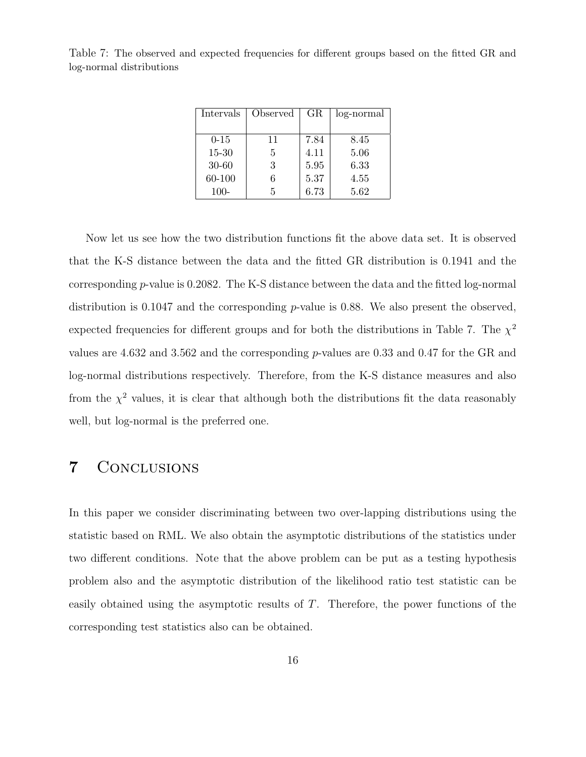Table 7: The observed and expected frequencies for different groups based on the fitted GR and log-normal distributions

| Intervals | Observed | GR | log-normal |
|---|---|---|---|
| 0-15 | 11 | 7.84 | 8.45 |
| 15-30 | 5 | 4.11 | 5.06 |
| 30-60 | 3 | 5.95 | 6.33 |
| 60-100 | 6 | 5.37 | 4.55 |
| 100- | 5 | 6.73 | 5.62 |

Now let us see how the two distribution functions fit the above data set. It is observed that the K-S distance between the data and the fitted GR distribution is 0.1941 and the corresponding $p$-value is 0.2082. The K-S distance between the data and the fitted log-normal distribution is 0.1047 and the corresponding $p$-value is 0.88. We also present the observed, expected frequencies for different groups and for both the distributions in Table 7. The $\chi^2$ values are 4.632 and 3.562 and the corresponding $p$-values are 0.33 and 0.47 for the GR and log-normal distributions respectively. Therefore, from the K-S distance measures and also from the $\chi^2$ values, it is clear that although both the distributions fit the data reasonably well, but log-normal is the preferred one.

# 7 Conclusions

In this paper we consider discriminating between two over-lapping distributions using the statistic based on RML. We also obtain the asymptotic distributions of the statistics under two different conditions. Note that the above problem can be put as a testing hypothesis problem also and the asymptotic distribution of the likelihood ratio test statistic can be easily obtained using the asymptotic results of $T$. Therefore, the power functions of the corresponding test statistics also can be obtained.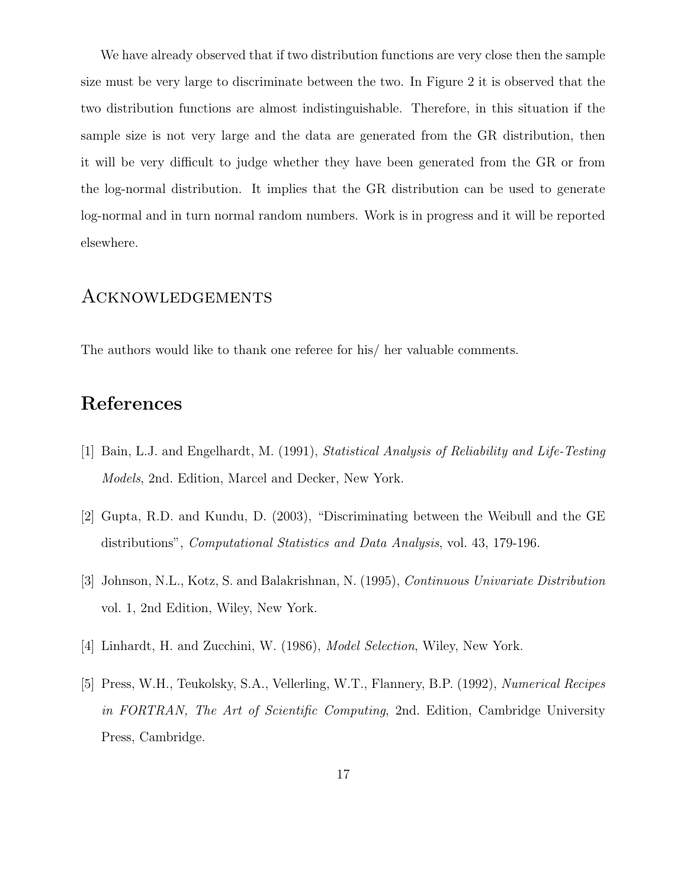We have already observed that if two distribution functions are very close then the sample size must be very large to discriminate between the two. In Figure 2 it is observed that the two distribution functions are almost indistinguishable. Therefore, in this situation if the sample size is not very large and the data are generated from the GR distribution, then it will be very difficult to judge whether they have been generated from the GR or from the log-normal distribution. It implies that the GR distribution can be used to generate log-normal and in turn normal random numbers. Work is in progress and it will be reported elsewhere.

## Acknowledgements

The authors would like to thank one referee for his/ her valuable comments.

# References

[1] Bain, L.J. and Engelhardt, M. (1991), *Statistical Analysis of Reliability and Life-Testing Models*, 2nd. Edition, Marcel and Decker, New York.

[2] Gupta, R.D. and Kundu, D. (2003), "Discriminating between the Weibull and the GE distributions", *Computational Statistics and Data Analysis*, vol. 43, 179-196.

[3] Johnson, N.L., Kotz, S. and Balakrishnan, N. (1995), *Continuous Univariate Distribution* vol. 1, 2nd Edition, Wiley, New York.

[4] Linhardt, H. and Zucchini, W. (1986), *Model Selection*, Wiley, New York.

[5] Press, W.H., Teukolsky, S.A., Vellerling, W.T., Flannery, B.P. (1992), *Numerical Recipes in FORTRAN, The Art of Scientific Computing*, 2nd. Edition, Cambridge University Press, Cambridge.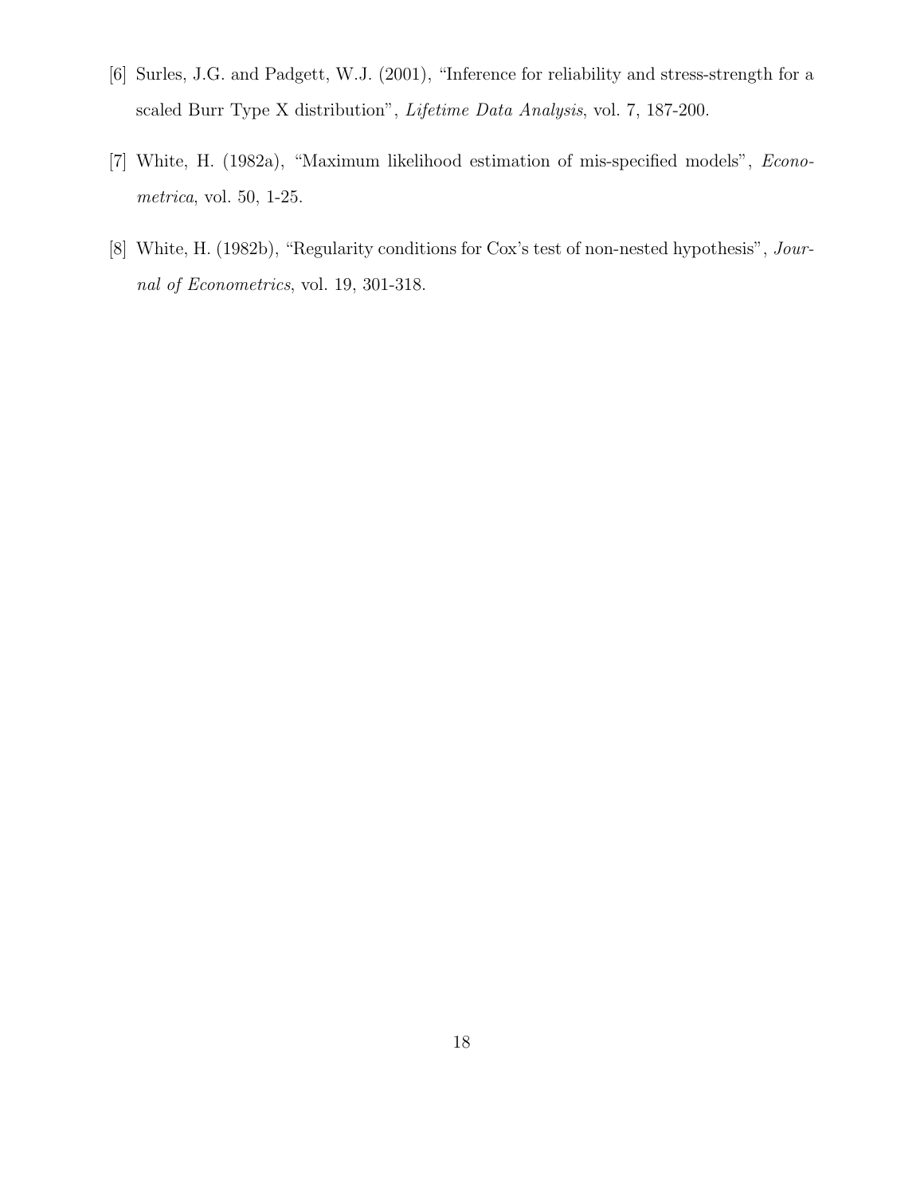[6] Surles, J.G. and Padgett, W.J. (2001), "Inference for reliability and stress-strength for a scaled Burr Type X distribution", *Lifetime Data Analysis*, vol. 7, 187-200.

[7] White, H. (1982a), "Maximum likelihood estimation of mis-specified models", *Econometrica*, vol. 50, 1-25.

[8] White, H. (1982b), "Regularity conditions for Cox's test of non-nested hypothesis", *Journal of Econometrics*, vol. 19, 301-318.